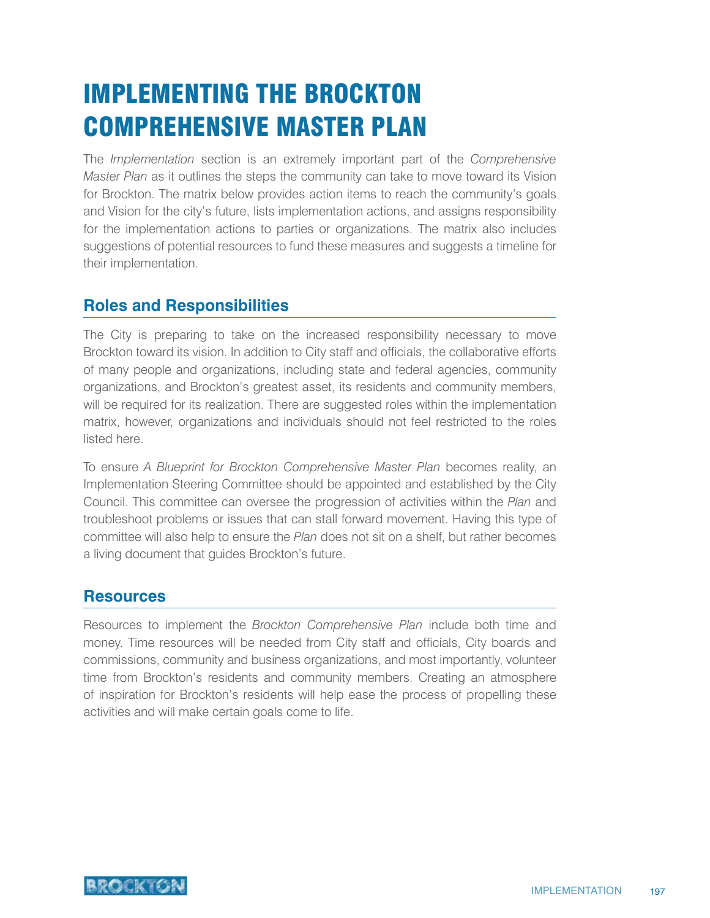# IMPLEMENTING THE BROCKTON COMPREHENSIVE MASTER PLAN

The *Implementation* section is an extremely important part of the *Comprehensive Master Plan* as it outlines the steps the community can take to move toward its Vision for Brockton. The matrix below provides action items to reach the community's goals and Vision for the city's future, lists implementation actions, and assigns responsibility for the implementation actions to parties or organizations. The matrix also includes suggestions of potential resources to fund these measures and suggests a timeline for their implementation.

## Roles and Responsibilities

The City is preparing to take on the increased responsibility necessary to move Brockton toward its vision. In addition to City staff and officials, the collaborative efforts of many people and organizations, including state and federal agencies, community organizations, and Brockton's greatest asset, its residents and community members, will be required for its realization. There are suggested roles within the implementation matrix, however, organizations and individuals should not feel restricted to the roles listed here.

To ensure *A Blueprint for Brockton Comprehensive Master Plan* becomes reality, an Implementation Steering Committee should be appointed and established by the City Council. This committee can oversee the progression of activities within the *Plan* and troubleshoot problems or issues that can stall forward movement. Having this type of committee will also help to ensure the *Plan* does not sit on a shelf, but rather becomes a living document that guides Brockton's future.

## Resources

Resources to implement the *Brockton Comprehensive Plan* include both time and money. Time resources will be needed from City staff and officials, City boards and commissions, community and business organizations, and most importantly, volunteer time from Brockton's residents and community members. Creating an atmosphere of inspiration for Brockton's residents will help ease the process of propelling these activities and will make certain goals come to life.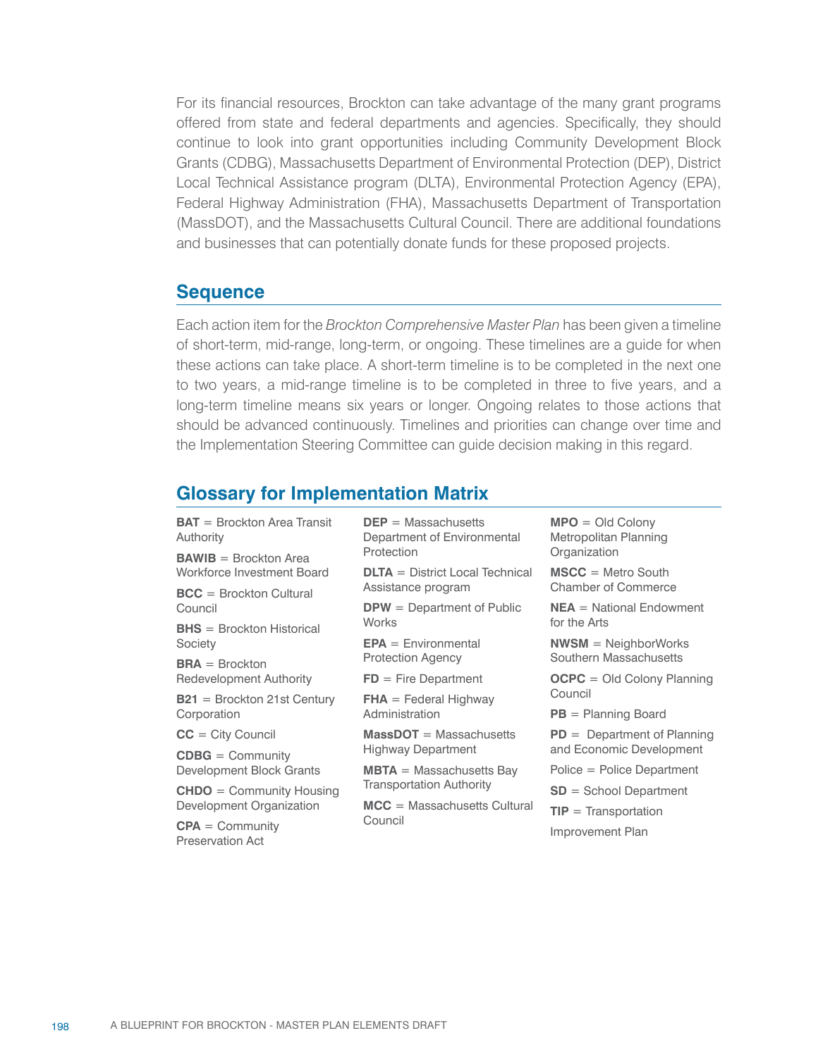For its financial resources, Brockton can take advantage of the many grant programs offered from state and federal departments and agencies. Specifically, they should continue to look into grant opportunities including Community Development Block Grants (CDBG), Massachusetts Department of Environmental Protection (DEP), District Local Technical Assistance program (DLTA), Environmental Protection Agency (EPA), Federal Highway Administration (FHA), Massachusetts Department of Transportation (MassDOT), and the Massachusetts Cultural Council. There are additional foundations and businesses that can potentially donate funds for these proposed projects.

## Sequence

Each action item for the *Brockton Comprehensive Master Plan* has been given a timeline of short-term, mid-range, long-term, or ongoing. These timelines are a guide for when these actions can take place. A short-term timeline is to be completed in the next one to two years, a mid-range timeline is to be completed in three to five years, and a long-term timeline means six years or longer. Ongoing relates to those actions that should be advanced continuously. Timelines and priorities can change over time and the Implementation Steering Committee can guide decision making in this regard.

## Glossary for Implementation Matrix

**BAT** = Brockton Area Transit Authority

**BAWIB** = Brockton Area Workforce Investment Board

**BCC** = Brockton Cultural Council

**BHS** = Brockton Historical Society

**BRA** = Brockton Redevelopment Authority

**B21** = Brockton 21st Century Corporation

**CC** = City Council

**CDBG** = Community Development Block Grants

**CHDO** = Community Housing Development Organization

**CPA** = Community Preservation Act

**DEP** = Massachusetts Department of Environmental Protection

**DLTA** = District Local Technical Assistance program

**DPW** = Department of Public Works

**EPA** = Environmental Protection Agency

**FD** = Fire Department

**FHA** = Federal Highway Administration

**MassDOT** = Massachusetts Highway Department

**MBTA** = Massachusetts Bay Transportation Authority

**MCC** = Massachusetts Cultural Council

**MPO** = Old Colony Metropolitan Planning Organization

**MSCC** = Metro South Chamber of Commerce

**NEA** = National Endowment for the Arts

**NWSM** = NeighborWorks Southern Massachusetts

**OCPC** = Old Colony Planning Council

**PB** = Planning Board

**PD** = Department of Planning and Economic Development

Police = Police Department

**SD** = School Department

**TIP** = Transportation Improvement Plan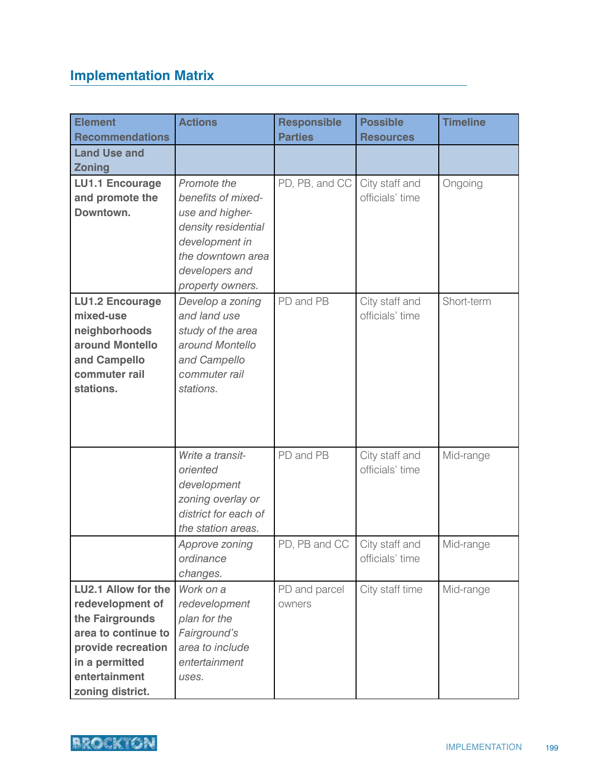## Implementation Matrix

| Element Recommendations | Actions | Responsible Parties | Possible Resources | Timeline |
|---|---|---|---|---|
| **Land Use and Zoning** | | | | |
| **LU1.1 Encourage and promote the Downtown.** | *Promote the benefits of mixed-use and higher-density residential development in the downtown area developers and property owners.* | PD, PB, and CC | City staff and officials' time | Ongoing |
| **LU1.2 Encourage mixed-use neighborhoods around Montello and Campello commuter rail stations.** | *Develop a zoning and land use study of the area around Montello and Campello commuter rail stations.* | PD and PB | City staff and officials' time | Short-term |
| | *Write a transit-oriented development zoning overlay or district for each of the station areas.* | PD and PB | City staff and officials' time | Mid-range |
| | *Approve zoning ordinance changes.* | PD, PB and CC | City staff and officials' time | Mid-range |
| **LU2.1 Allow for the redevelopment of the Fairgrounds area to continue to provide recreation in a permitted entertainment zoning district.** | *Work on a redevelopment plan for the Fairground's area to include entertainment uses.* | PD and parcel owners | City staff time | Mid-range |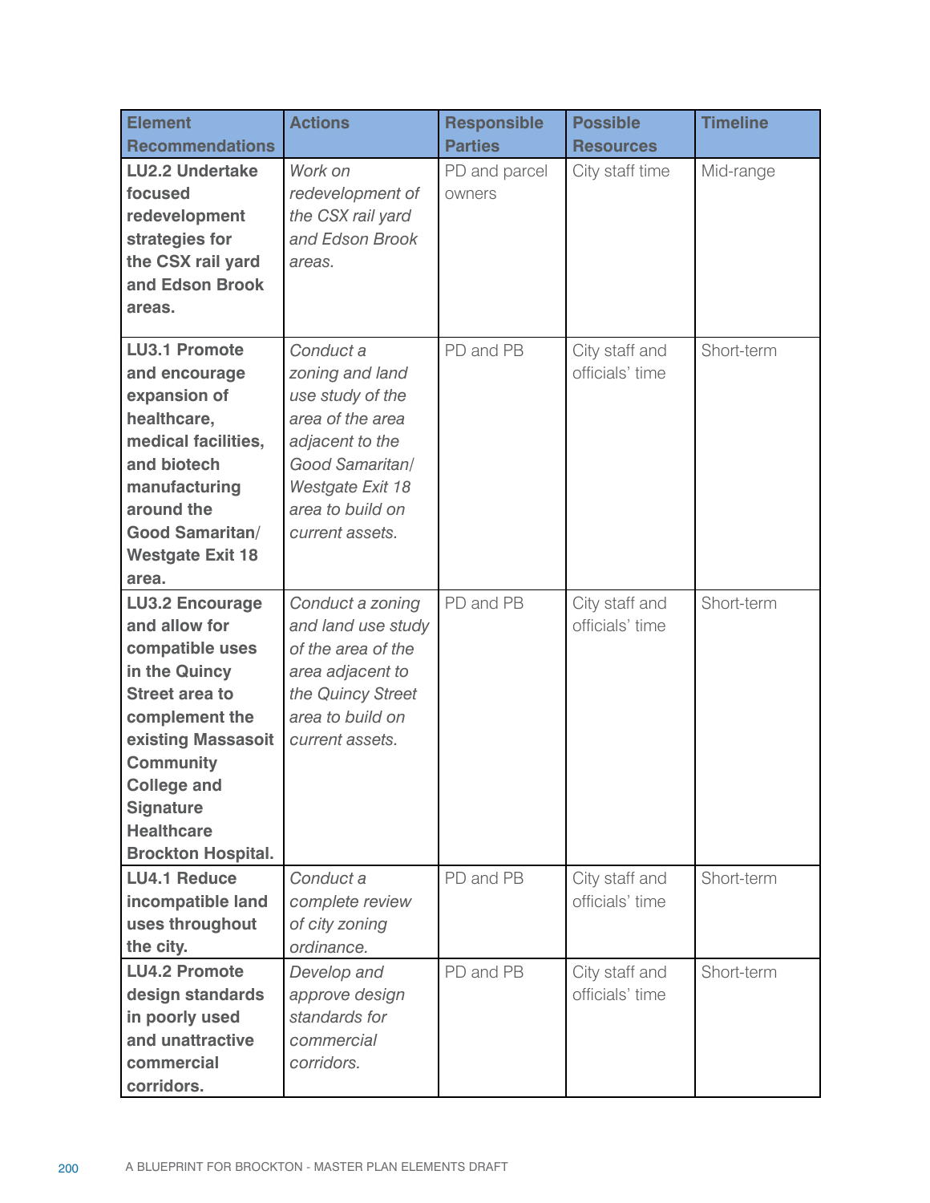| Element Recommendations | Actions | Responsible Parties | Possible Resources | Timeline |
|---|---|---|---|---|
| **LU2.2 Undertake focused redevelopment strategies for the CSX rail yard and Edson Brook areas.** | *Work on redevelopment of the CSX rail yard and Edson Brook areas.* | PD and parcel owners | City staff time | Mid-range |
| **LU3.1 Promote and encourage expansion of healthcare, medical facilities, and biotech manufacturing around the Good Samaritan/ Westgate Exit 18 area.** | *Conduct a zoning and land use study of the area of the area adjacent to the Good Samaritan/ Westgate Exit 18 area to build on current assets.* | PD and PB | City staff and officials' time | Short-term |
| **LU3.2 Encourage and allow for compatible uses in the Quincy Street area to complement the existing Massasoit Community College and Signature Healthcare Brockton Hospital.** | *Conduct a zoning and land use study of the area of the area adjacent to the Quincy Street area to build on current assets.* | PD and PB | City staff and officials' time | Short-term |
| **LU4.1 Reduce incompatible land uses throughout the city.** | *Conduct a complete review of city zoning ordinance.* | PD and PB | City staff and officials' time | Short-term |
| **LU4.2 Promote design standards in poorly used and unattractive commercial corridors.** | *Develop and approve design standards for commercial corridors.* | PD and PB | City staff and officials' time | Short-term |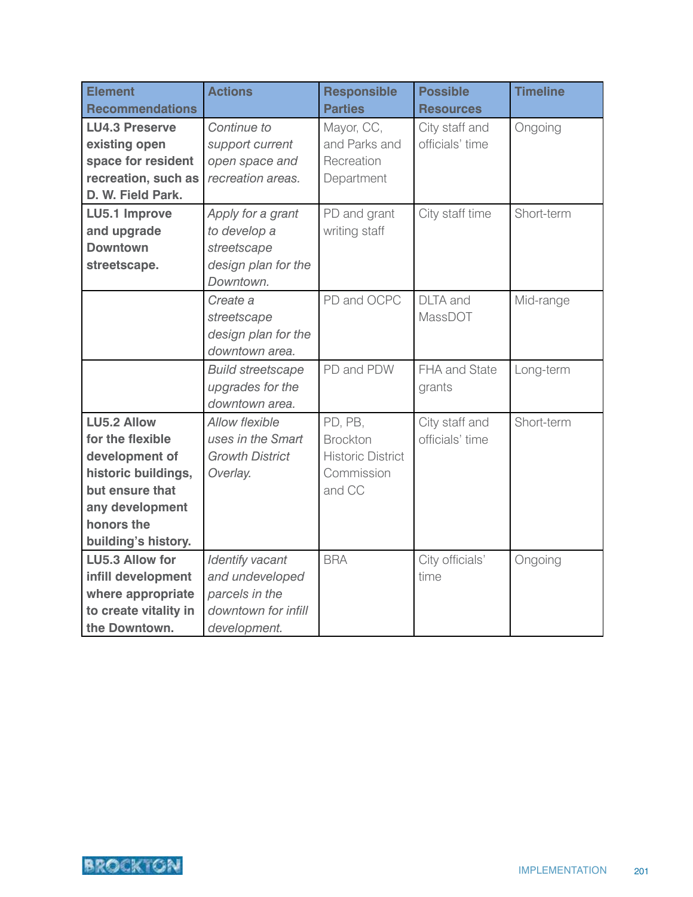| Element Recommendations | Actions | Responsible Parties | Possible Resources | Timeline |
|---|---|---|---|---|
| **LU4.3 Preserve existing open space for resident recreation, such as D. W. Field Park.** | *Continue to support current open space and recreation areas.* | Mayor, CC, and Parks and Recreation Department | City staff and officials' time | Ongoing |
| **LU5.1 Improve and upgrade Downtown streetscape.** | *Apply for a grant to develop a streetscape design plan for the Downtown.* | PD and grant writing staff | City staff time | Short-term |
| | *Create a streetscape design plan for the downtown area.* | PD and OCPC | DLTA and MassDOT | Mid-range |
| | *Build streetscape upgrades for the downtown area.* | PD and PDW | FHA and State grants | Long-term |
| **LU5.2 Allow for the flexible development of historic buildings, but ensure that any development honors the building's history.** | *Allow flexible uses in the Smart Growth District Overlay.* | PD, PB, Brockton Historic District Commission and CC | City staff and officials' time | Short-term |
| **LU5.3 Allow for infill development where appropriate to create vitality in the Downtown.** | *Identify vacant and undeveloped parcels in the downtown for infill development.* | BRA | City officials' time | Ongoing |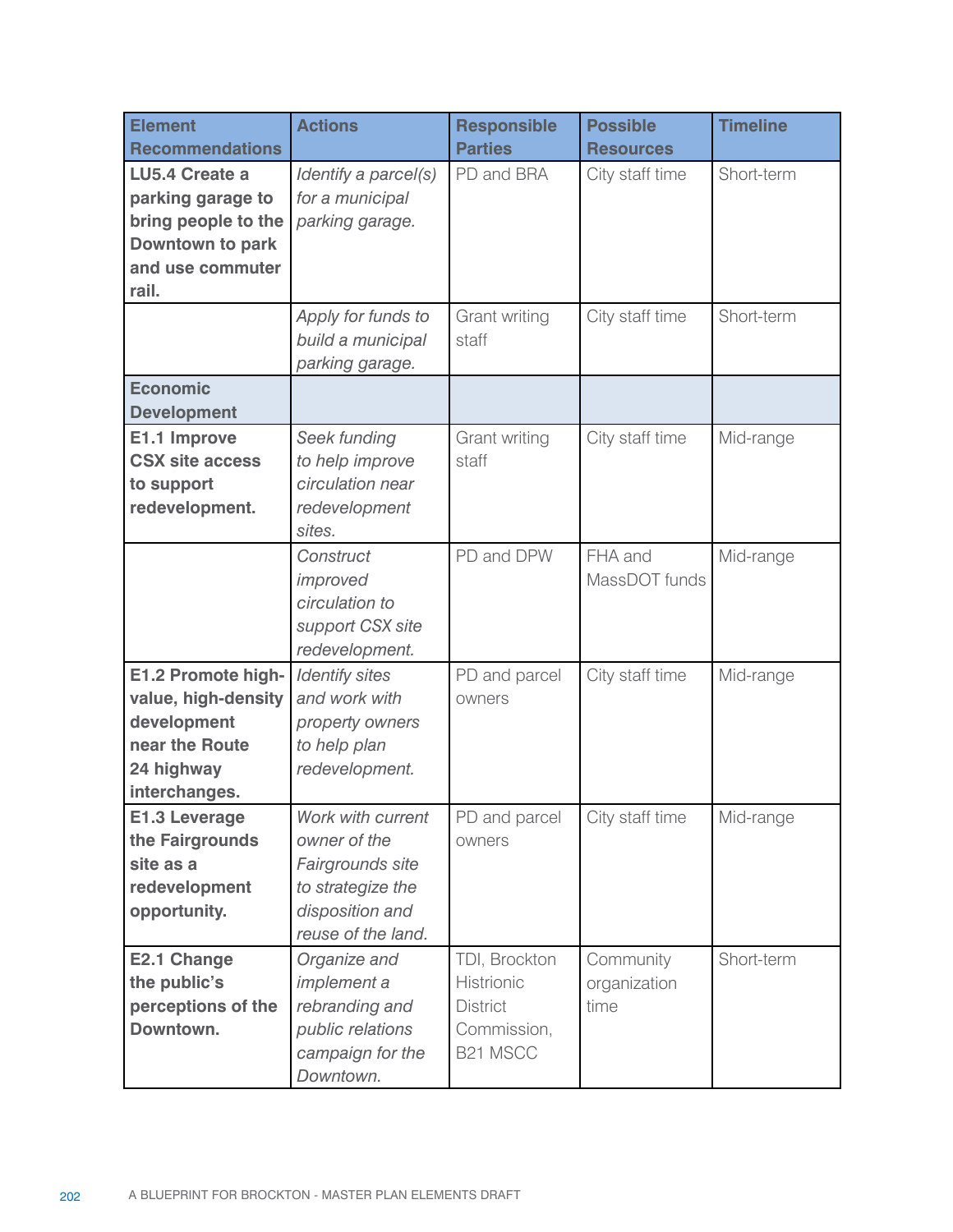| Element Recommendations | Actions | Responsible Parties | Possible Resources | Timeline |
|---|---|---|---|---|
| **LU5.4 Create a parking garage to bring people to the Downtown to park and use commuter rail.** | *Identify a parcel(s) for a municipal parking garage.* | PD and BRA | City staff time | Short-term |
| | *Apply for funds to build a municipal parking garage.* | Grant writing staff | City staff time | Short-term |
| **Economic Development** | | | | |
| **E1.1 Improve CSX site access to support redevelopment.** | *Seek funding to help improve circulation near redevelopment sites.* | Grant writing staff | City staff time | Mid-range |
| | *Construct improved circulation to support CSX site redevelopment.* | PD and DPW | FHA and MassDOT funds | Mid-range |
| **E1.2 Promote high-value, high-density development near the Route 24 highway interchanges.** | *Identify sites and work with property owners to help plan redevelopment.* | PD and parcel owners | City staff time | Mid-range |
| **E1.3 Leverage the Fairgrounds site as a redevelopment opportunity.** | *Work with current owner of the Fairgrounds site to strategize the disposition and reuse of the land.* | PD and parcel owners | City staff time | Mid-range |
| **E2.1 Change the public's perceptions of the Downtown.** | *Organize and implement a rebranding and public relations campaign for the Downtown.* | TDI, Brockton Histrionic District Commission, B21 MSCC | Community organization time | Short-term |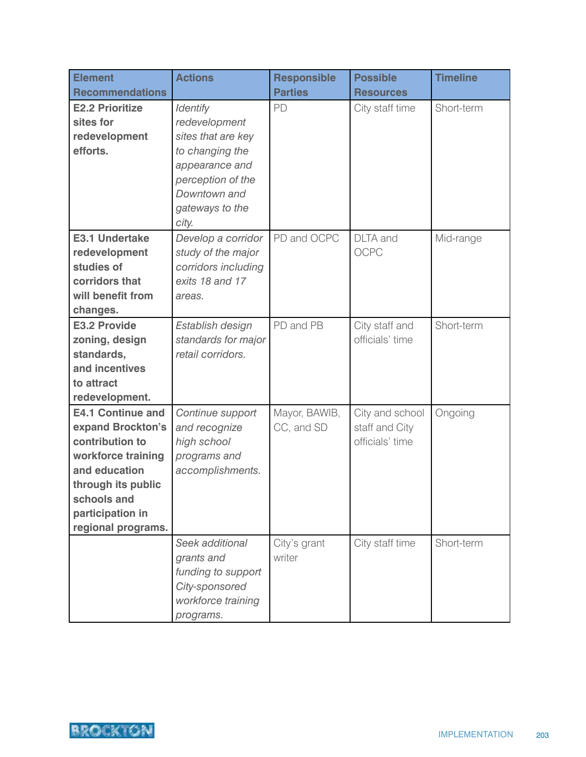| Element Recommendations | Actions | Responsible Parties | Possible Resources | Timeline |
|---|---|---|---|---|
| **E2.2 Prioritize sites for redevelopment efforts.** | *Identify redevelopment sites that are key to changing the appearance and perception of the Downtown and gateways to the city.* | PD | City staff time | Short-term |
| **E3.1 Undertake redevelopment studies of corridors that will benefit from changes.** | *Develop a corridor study of the major corridors including exits 18 and 17 areas.* | PD and OCPC | DLTA and OCPC | Mid-range |
| **E3.2 Provide zoning, design standards, and incentives to attract redevelopment.** | *Establish design standards for major retail corridors.* | PD and PB | City staff and officials' time | Short-term |
| **E4.1 Continue and expand Brockton's contribution to workforce training and education through its public schools and participation in regional programs.** | *Continue support and recognize high school programs and accomplishments.* | Mayor, BAWIB, CC, and SD | City and school staff and City officials' time | Ongoing |
| | *Seek additional grants and funding to support City-sponsored workforce training programs.* | City's grant writer | City staff time | Short-term |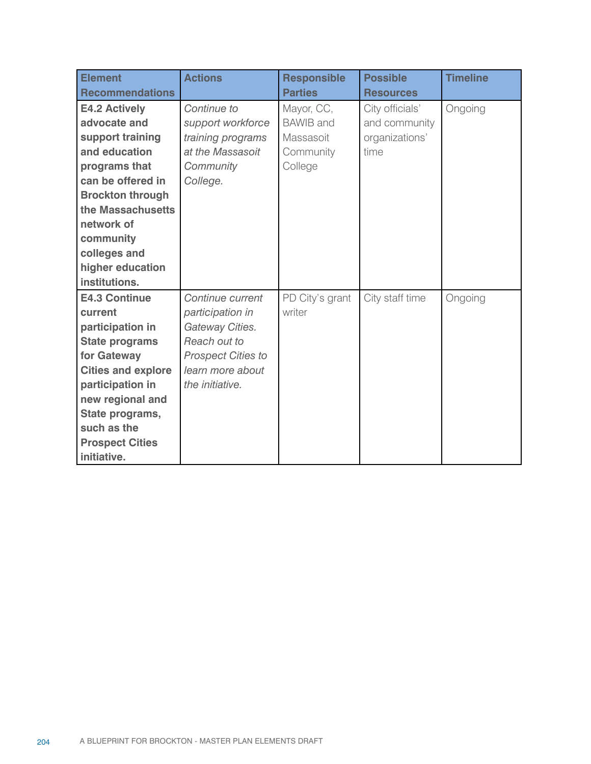| Element Recommendations | Actions | Responsible Parties | Possible Resources | Timeline |
|---|---|---|---|---|
| **E4.2 Actively advocate and support training and education programs that can be offered in Brockton through the Massachusetts network of community colleges and higher education institutions.** | *Continue to support workforce training programs at the Massasoit Community College.* | Mayor, CC, BAWIB and Massasoit Community College | City officials' and community organizations' time | Ongoing |
| **E4.3 Continue current participation in State programs for Gateway Cities and explore participation in new regional and State programs, such as the Prospect Cities initiative.** | *Continue current participation in Gateway Cities. Reach out to Prospect Cities to learn more about the initiative.* | PD City's grant writer | City staff time | Ongoing |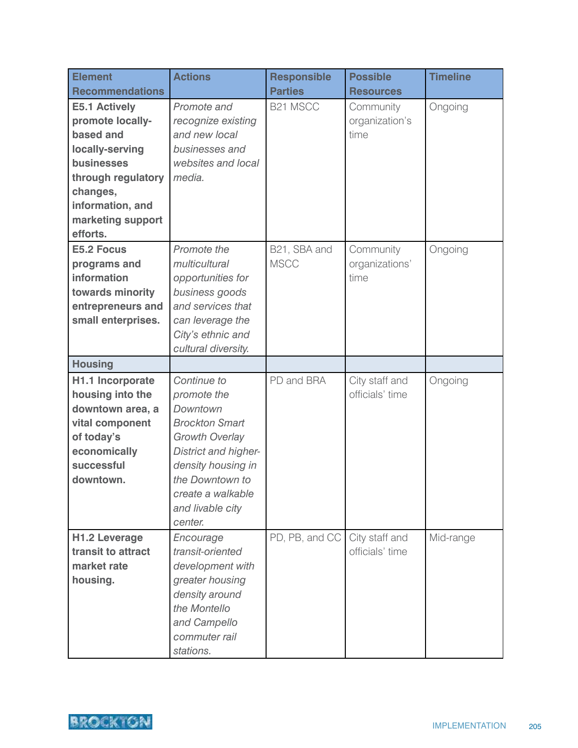| Element Recommendations | Actions | Responsible Parties | Possible Resources | Timeline |
|---|---|---|---|---|
| **E5.1 Actively promote locally-based and locally-serving businesses through regulatory changes, information, and marketing support efforts.** | *Promote and recognize existing and new local businesses and websites and local media.* | B21 MSCC | Community organization's time | Ongoing |
| **E5.2 Focus programs and information towards minority entrepreneurs and small enterprises.** | *Promote the multicultural opportunities for business goods and services that can leverage the City's ethnic and cultural diversity.* | B21, SBA and MSCC | Community organizations' time | Ongoing |
| **Housing** | | | | |
| **H1.1 Incorporate housing into the downtown area, a vital component of today's economically successful downtown.** | *Continue to promote the Downtown Brockton Smart Growth Overlay District and higher-density housing in the Downtown to create a walkable and livable city center.* | PD and BRA | City staff and officials' time | Ongoing |
| **H1.2 Leverage transit to attract market rate housing.** | *Encourage transit-oriented development with greater housing density around the Montello and Campello commuter rail stations.* | PD, PB, and CC | City staff and officials' time | Mid-range |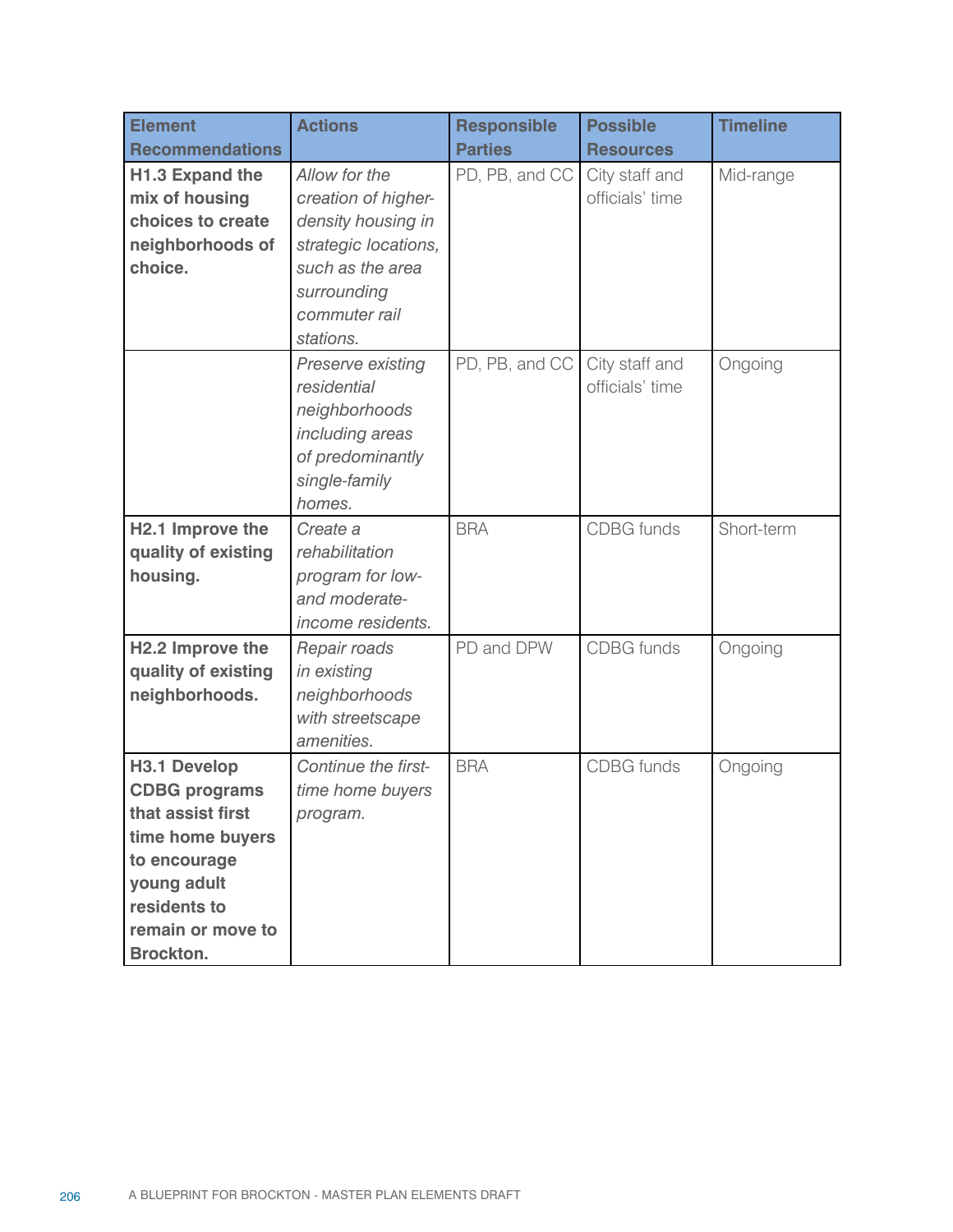| Element Recommendations | Actions | Responsible Parties | Possible Resources | Timeline |
|---|---|---|---|---|
| **H1.3 Expand the mix of housing choices to create neighborhoods of choice.** | *Allow for the creation of higher-density housing in strategic locations, such as the area surrounding commuter rail stations.* | PD, PB, and CC | City staff and officials' time | Mid-range |
| | *Preserve existing residential neighborhoods including areas of predominantly single-family homes.* | PD, PB, and CC | City staff and officials' time | Ongoing |
| **H2.1 Improve the quality of existing housing.** | *Create a rehabilitation program for low- and moderate-income residents.* | BRA | CDBG funds | Short-term |
| **H2.2 Improve the quality of existing neighborhoods.** | *Repair roads in existing neighborhoods with streetscape amenities.* | PD and DPW | CDBG funds | Ongoing |
| **H3.1 Develop CDBG programs that assist first time home buyers to encourage young adult residents to remain or move to Brockton.** | *Continue the first-time home buyers program.* | BRA | CDBG funds | Ongoing |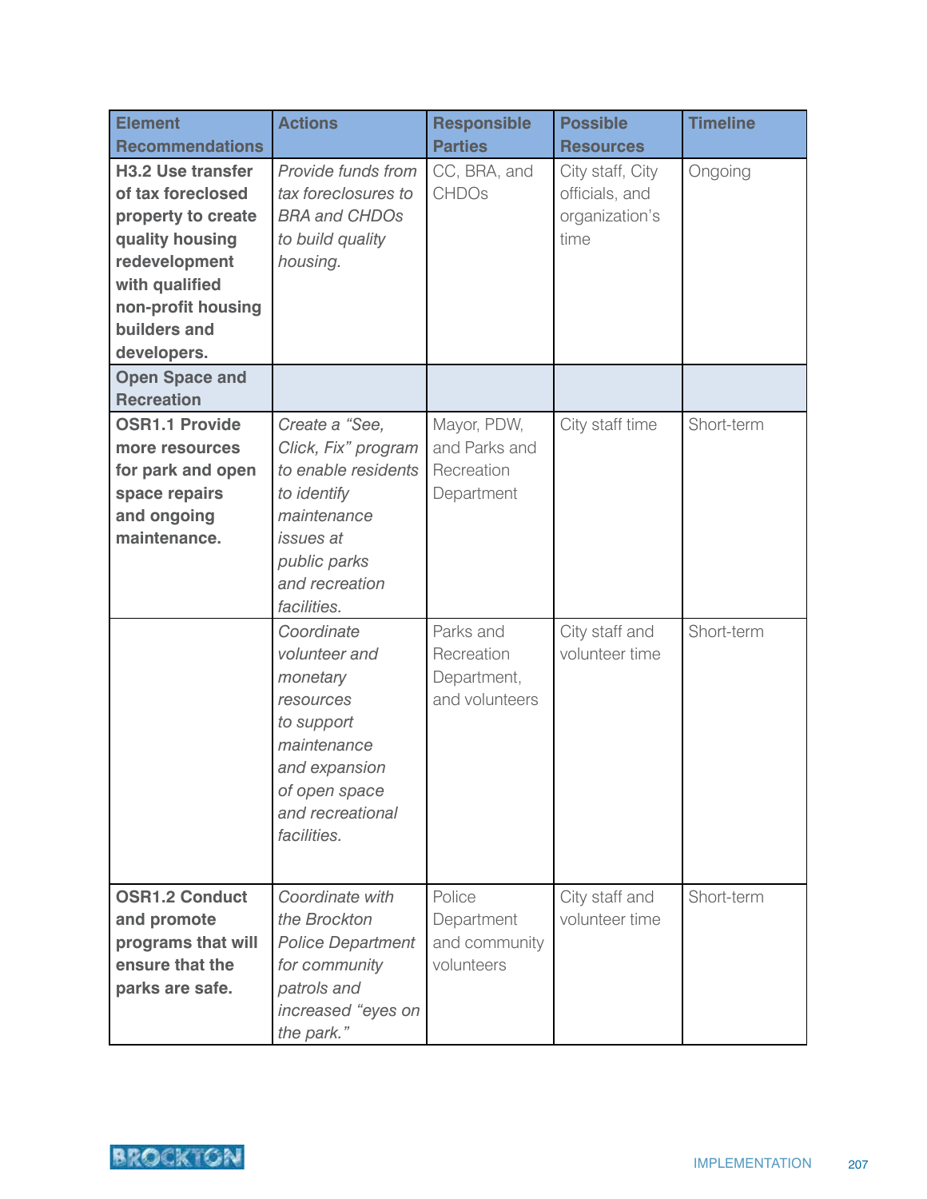| Element Recommendations | Actions | Responsible Parties | Possible Resources | Timeline |
|---|---|---|---|---|
| **H3.2 Use transfer of tax foreclosed property to create quality housing redevelopment with qualified non-profit housing builders and developers.** | *Provide funds from tax foreclosures to BRA and CHDOs to build quality housing.* | CC, BRA, and CHDOs | City staff, City officials, and organization's time | Ongoing |
| **Open Space and Recreation** | | | | |
| **OSR1.1 Provide more resources for park and open space repairs and ongoing maintenance.** | *Create a "See, Click, Fix" program to enable residents to identify maintenance issues at public parks and recreation facilities.* | Mayor, PDW, and Parks and Recreation Department | City staff time | Short-term |
| | *Coordinate volunteer and monetary resources to support maintenance and expansion of open space and recreational facilities.* | Parks and Recreation Department, and volunteers | City staff and volunteer time | Short-term |
| **OSR1.2 Conduct and promote programs that will ensure that the parks are safe.** | *Coordinate with the Brockton Police Department for community patrols and increased "eyes on the park."* | Police Department and community volunteers | City staff and volunteer time | Short-term |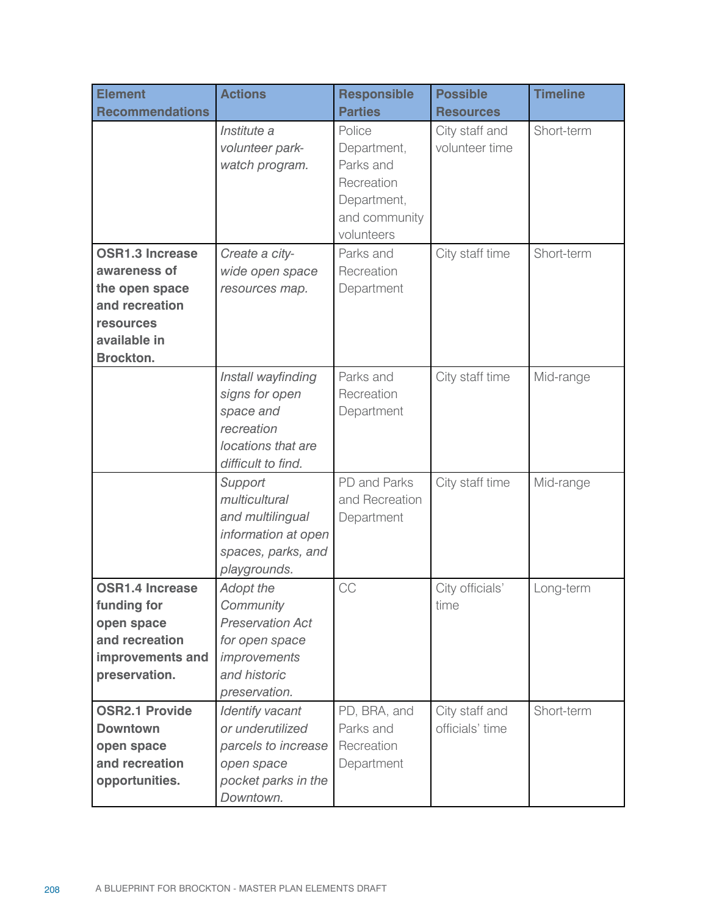| Element Recommendations | Actions | Responsible Parties | Possible Resources | Timeline |
|---|---|---|---|---|
| | *Institute a volunteer park-watch program.* | Police Department, Parks and Recreation Department, and community volunteers | City staff and volunteer time | Short-term |
| **OSR1.3 Increase awareness of the open space and recreation resources available in Brockton.** | *Create a city-wide open space resources map.* | Parks and Recreation Department | City staff time | Short-term |
| | *Install wayfinding signs for open space and recreation locations that are difficult to find.* | Parks and Recreation Department | City staff time | Mid-range |
| | *Support multicultural and multilingual information at open spaces, parks, and playgrounds.* | PD and Parks and Recreation Department | City staff time | Mid-range |
| **OSR1.4 Increase funding for open space and recreation improvements and preservation.** | *Adopt the Community Preservation Act for open space improvements and historic preservation.* | CC | City officials' time | Long-term |
| **OSR2.1 Provide Downtown open space and recreation opportunities.** | *Identify vacant or underutilized parcels to increase open space pocket parks in the Downtown.* | PD, BRA, and Parks and Recreation Department | City staff and officials' time | Short-term |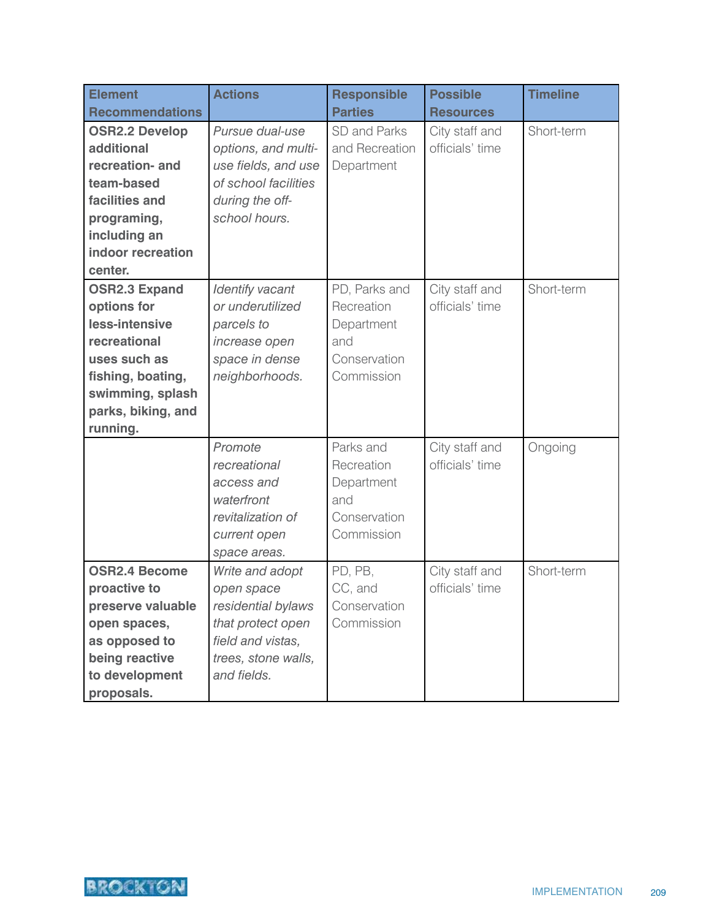| Element Recommendations | Actions | Responsible Parties | Possible Resources | Timeline |
|---|---|---|---|---|
| **OSR2.2 Develop additional recreation- and team-based facilities and programing, including an indoor recreation center.** | *Pursue dual-use options, and multi-use fields, and use of school facilities during the off-school hours.* | SD and Parks and Recreation Department | City staff and officials' time | Short-term |
| **OSR2.3 Expand options for less-intensive recreational uses such as fishing, boating, swimming, splash parks, biking, and running.** | *Identify vacant or underutilized parcels to increase open space in dense neighborhoods.* | PD, Parks and Recreation Department and Conservation Commission | City staff and officials' time | Short-term |
| | *Promote recreational access and waterfront revitalization of current open space areas.* | Parks and Recreation Department and Conservation Commission | City staff and officials' time | Ongoing |
| **OSR2.4 Become proactive to preserve valuable open spaces, as opposed to being reactive to development proposals.** | *Write and adopt open space residential bylaws that protect open field and vistas, trees, stone walls, and fields.* | PD, PB, CC, and Conservation Commission | City staff and officials' time | Short-term |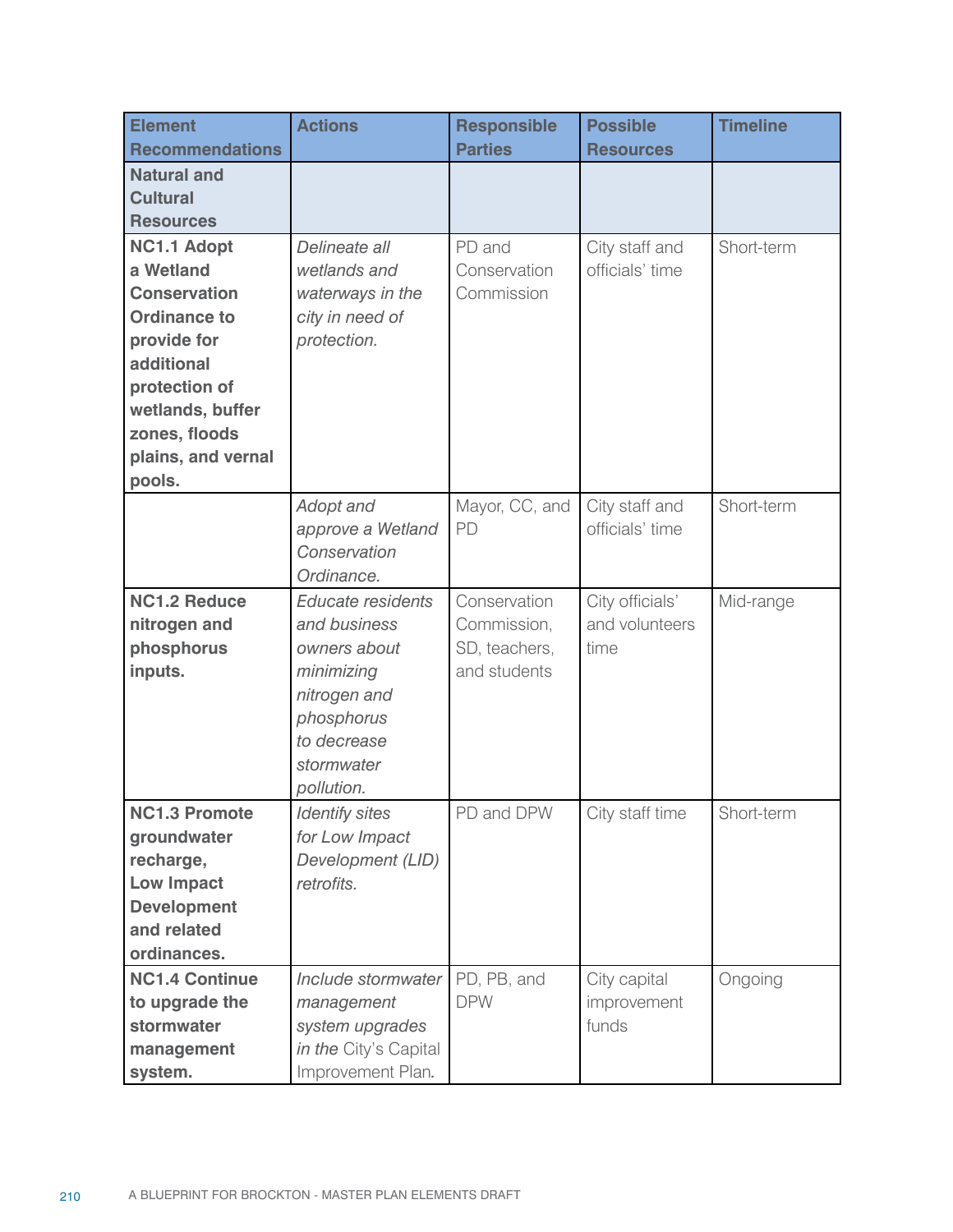| **Element Recommendations** | **Actions** | **Responsible Parties** | **Possible Resources** | **Timeline** |
|---|---|---|---|---|
| **Natural and Cultural Resources** | | | | |
| **NC1.1 Adopt a Wetland Conservation Ordinance to provide for additional protection of wetlands, buffer zones, floods plains, and vernal pools.** | *Delineate all wetlands and waterways in the city in need of protection.* | PD and Conservation Commission | City staff and officials' time | Short-term |
| | *Adopt and approve a Wetland Conservation Ordinance.* | Mayor, CC, and PD | City staff and officials' time | Short-term |
| **NC1.2 Reduce nitrogen and phosphorus inputs.** | *Educate residents and business owners about minimizing nitrogen and phosphorus to decrease stormwater pollution.* | Conservation Commission, SD, teachers, and students | City officials' and volunteers time | Mid-range |
| **NC1.3 Promote groundwater recharge, Low Impact Development and related ordinances.** | *Identify sites for Low Impact Development (LID) retrofits.* | PD and DPW | City staff time | Short-term |
| **NC1.4 Continue to upgrade the stormwater management system.** | *Include stormwater management system upgrades in the* City's Capital Improvement Plan. | PD, PB, and DPW | City capital improvement funds | Ongoing |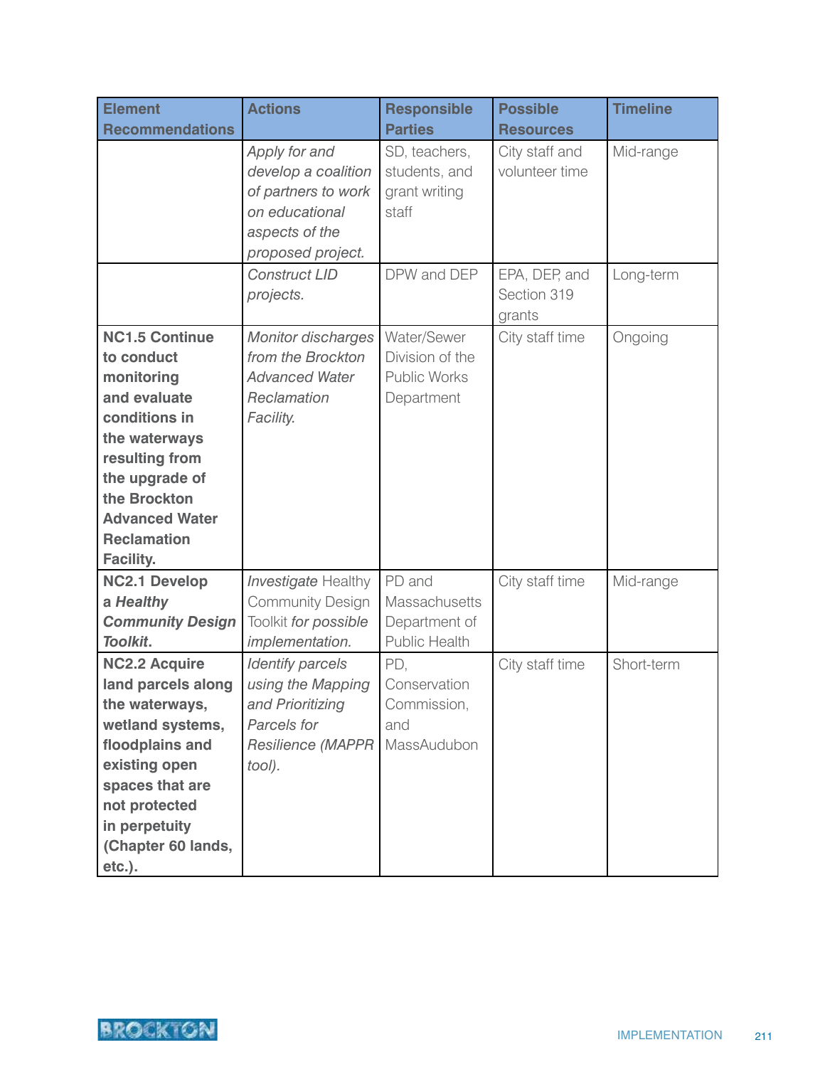| Element Recommendations | Actions | Responsible Parties | Possible Resources | Timeline |
|---|---|---|---|---|
| | *Apply for and develop a coalition of partners to work on educational aspects of the proposed project.* | SD, teachers, students, and grant writing staff | City staff and volunteer time | Mid-range |
| | *Construct LID projects.* | DPW and DEP | EPA, DEP, and Section 319 grants | Long-term |
| **NC1.5 Continue to conduct monitoring and evaluate conditions in the waterways resulting from the upgrade of the Brockton Advanced Water Reclamation Facility.** | *Monitor discharges from the Brockton Advanced Water Reclamation Facility.* | Water/Sewer Division of the Public Works Department | City staff time | Ongoing |
| **NC2.1 Develop a *Healthy Community Design Toolkit*.** | *Investigate* Healthy Community Design Toolkit *for possible implementation.* | PD and Massachusetts Department of Public Health | City staff time | Mid-range |
| **NC2.2 Acquire land parcels along the waterways, wetland systems, floodplains and existing open spaces that are not protected in perpetuity (Chapter 60 lands, etc.).** | *Identify parcels using the Mapping and Prioritizing Parcels for Resilience (MAPPR tool).* | PD, Conservation Commission, and MassAudubon | City staff time | Short-term |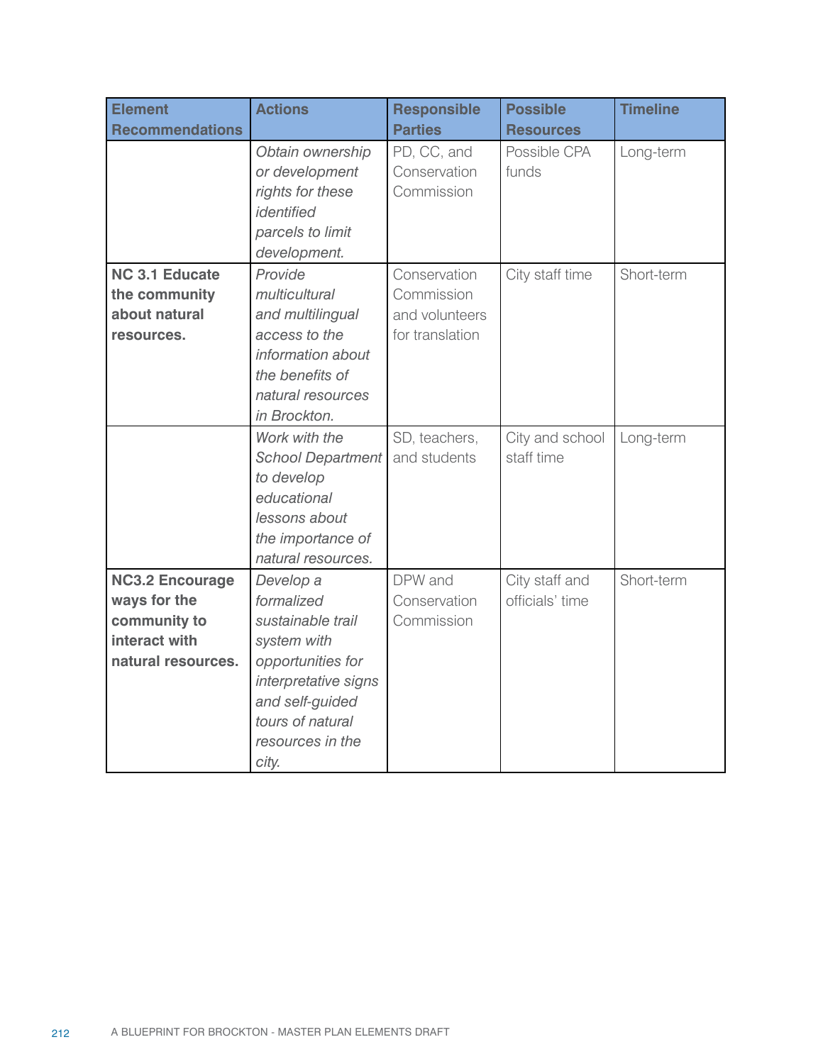| Element Recommendations | Actions | Responsible Parties | Possible Resources | Timeline |
|---|---|---|---|---|
| | *Obtain ownership or development rights for these identified parcels to limit development.* | PD, CC, and Conservation Commission | Possible CPA funds | Long-term |
| **NC 3.1 Educate the community about natural resources.** | *Provide multicultural and multilingual access to the information about the benefits of natural resources in Brockton.* | Conservation Commission and volunteers for translation | City staff time | Short-term |
| | *Work with the School Department to develop educational lessons about the importance of natural resources.* | SD, teachers, and students | City and school staff time | Long-term |
| **NC3.2 Encourage ways for the community to interact with natural resources.** | *Develop a formalized sustainable trail system with opportunities for interpretative signs and self-guided tours of natural resources in the city.* | DPW and Conservation Commission | City staff and officials' time | Short-term |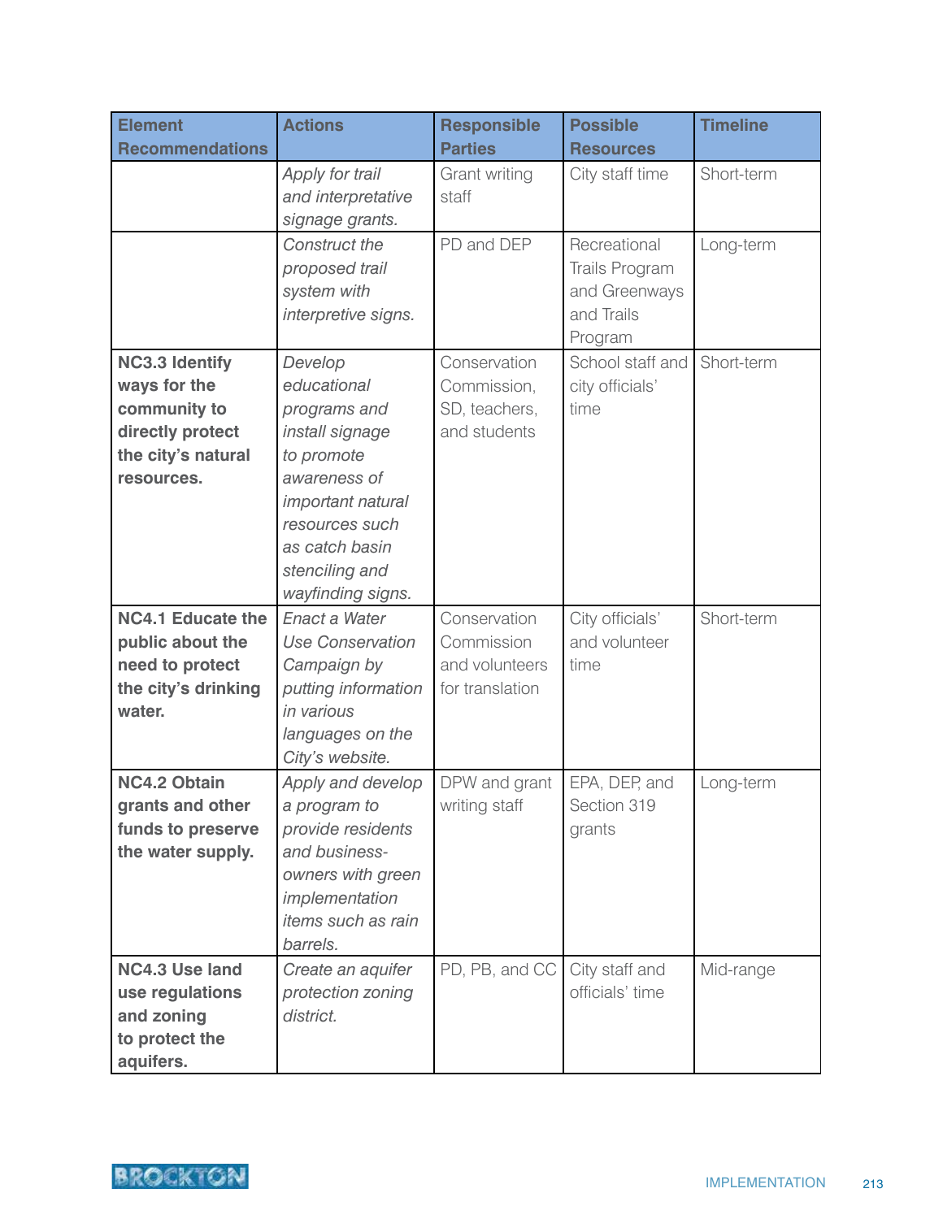| Element Recommendations | Actions | Responsible Parties | Possible Resources | Timeline |
|---|---|---|---|---|
| | *Apply for trail and interpretative signage grants.* | Grant writing staff | City staff time | Short-term |
| | *Construct the proposed trail system with interpretive signs.* | PD and DEP | Recreational Trails Program and Greenways and Trails Program | Long-term |
| **NC3.3 Identify ways for the community to directly protect the city's natural resources.** | *Develop educational programs and install signage to promote awareness of important natural resources such as catch basin stenciling and wayfinding signs.* | Conservation Commission, SD, teachers, and students | School staff and city officials' time | Short-term |
| **NC4.1 Educate the public about the need to protect the city's drinking water.** | *Enact a Water Use Conservation Campaign by putting information in various languages on the City's website.* | Conservation Commission and volunteers for translation | City officials' and volunteer time | Short-term |
| **NC4.2 Obtain grants and other funds to preserve the water supply.** | *Apply and develop a program to provide residents and business-owners with green implementation items such as rain barrels.* | DPW and grant writing staff | EPA, DEP, and Section 319 grants | Long-term |
| **NC4.3 Use land use regulations and zoning to protect the aquifers.** | *Create an aquifer protection zoning district.* | PD, PB, and CC | City staff and officials' time | Mid-range |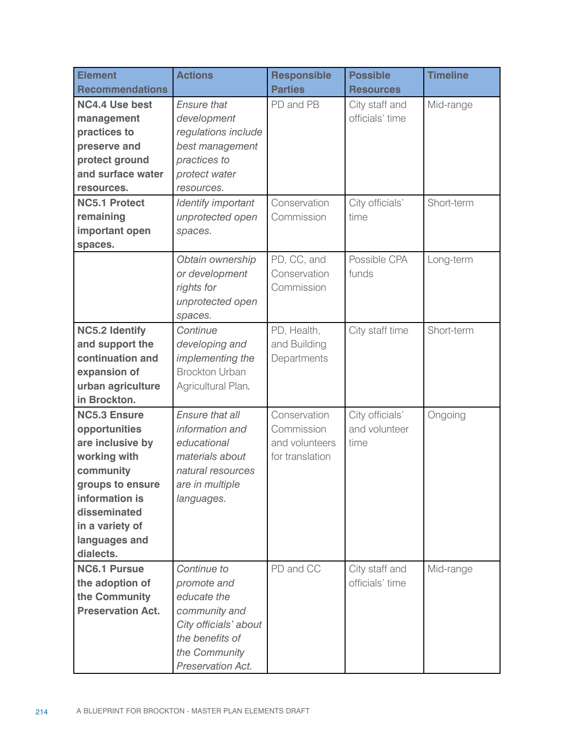| Element Recommendations | Actions | Responsible Parties | Possible Resources | Timeline |
|---|---|---|---|---|
| **NC4.4 Use best management practices to preserve and protect ground and surface water resources.** | *Ensure that development regulations include best management practices to protect water resources.* | PD and PB | City staff and officials' time | Mid-range |
| **NC5.1 Protect remaining important open spaces.** | *Identify important unprotected open spaces.* | Conservation Commission | City officials' time | Short-term |
| | *Obtain ownership or development rights for unprotected open spaces.* | PD, CC, and Conservation Commission | Possible CPA funds | Long-term |
| **NC5.2 Identify and support the continuation and expansion of urban agriculture in Brockton.** | *Continue developing and implementing the* Brockton Urban Agricultural Plan*.* | PD, Health, and Building Departments | City staff time | Short-term |
| **NC5.3 Ensure opportunities are inclusive by working with community groups to ensure information is disseminated in a variety of languages and dialects.** | *Ensure that all information and educational materials about natural resources are in multiple languages.* | Conservation Commission and volunteers for translation | City officials' and volunteer time | Ongoing |
| **NC6.1 Pursue the adoption of the Community Preservation Act.** | *Continue to promote and educate the community and City officials' about the benefits of the Community Preservation Act.* | PD and CC | City staff and officials' time | Mid-range |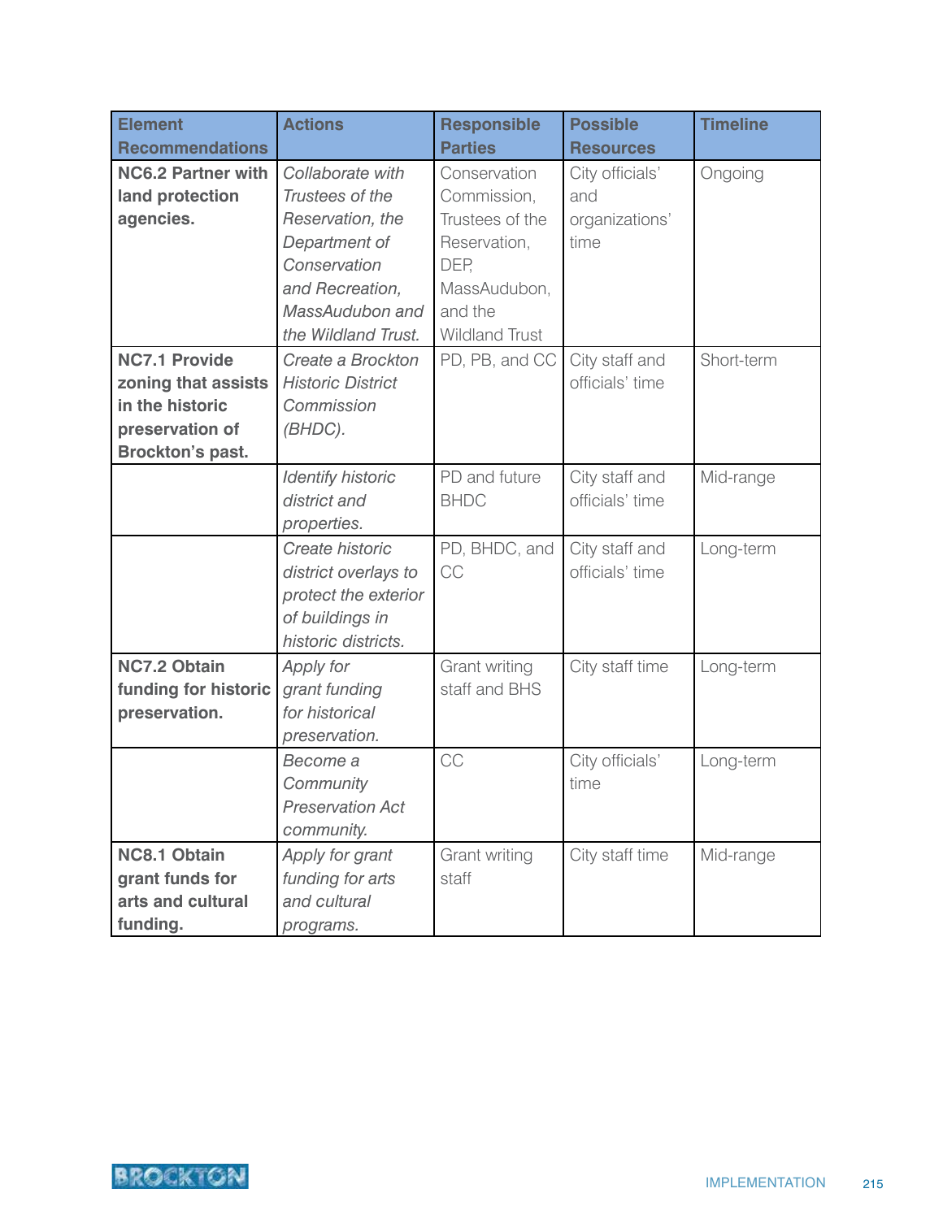| Element Recommendations | Actions | Responsible Parties | Possible Resources | Timeline |
|---|---|---|---|---|
| **NC6.2 Partner with land protection agencies.** | *Collaborate with Trustees of the Reservation, the Department of Conservation and Recreation, MassAudubon and the Wildland Trust.* | Conservation Commission, Trustees of the Reservation, DEP, MassAudubon, and the Wildland Trust | City officials' and organizations' time | Ongoing |
| **NC7.1 Provide zoning that assists in the historic preservation of Brockton's past.** | *Create a Brockton Historic District Commission (BHDC).* | PD, PB, and CC | City staff and officials' time | Short-term |
| | *Identify historic district and properties.* | PD and future BHDC | City staff and officials' time | Mid-range |
| | *Create historic district overlays to protect the exterior of buildings in historic districts.* | PD, BHDC, and CC | City staff and officials' time | Long-term |
| **NC7.2 Obtain funding for historic preservation.** | *Apply for grant funding for historical preservation.* | Grant writing staff and BHS | City staff time | Long-term |
| | *Become a Community Preservation Act community.* | CC | City officials' time | Long-term |
| **NC8.1 Obtain grant funds for arts and cultural funding.** | *Apply for grant funding for arts and cultural programs.* | Grant writing staff | City staff time | Mid-range |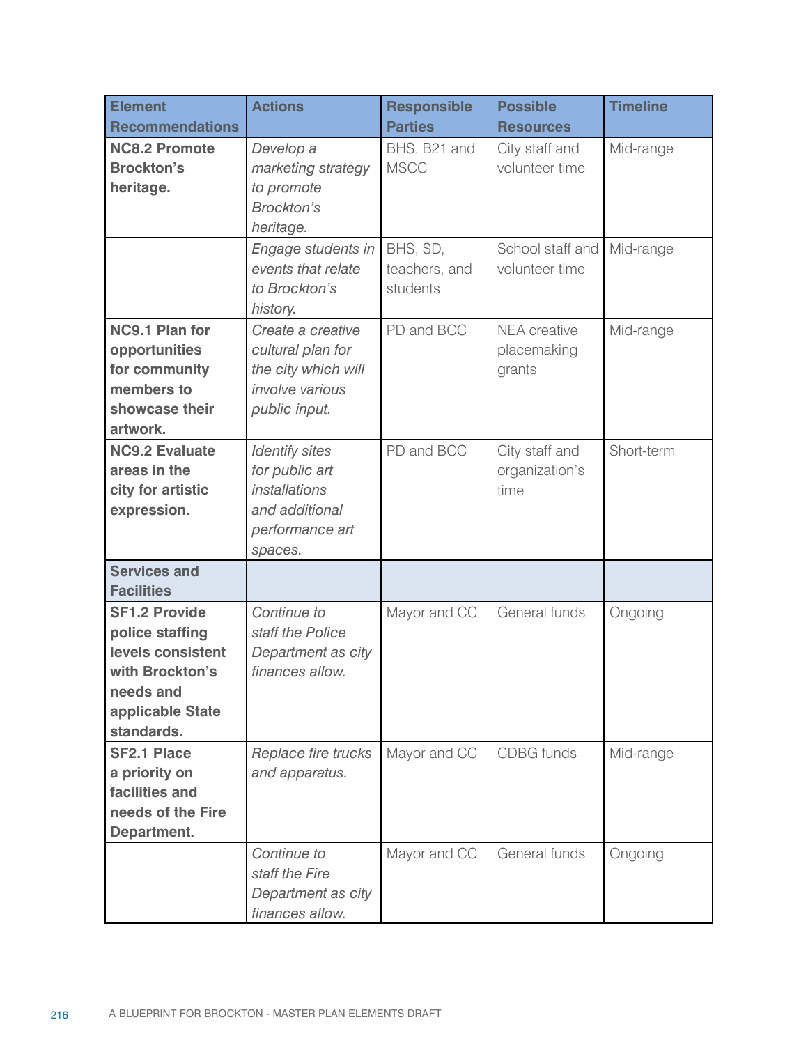| Element Recommendations | Actions | Responsible Parties | Possible Resources | Timeline |
|---|---|---|---|---|
| **NC8.2 Promote Brockton's heritage.** | *Develop a marketing strategy to promote Brockton's heritage.* | BHS, B21 and MSCC | City staff and volunteer time | Mid-range |
| | *Engage students in events that relate to Brockton's history.* | BHS, SD, teachers, and students | School staff and volunteer time | Mid-range |
| **NC9.1 Plan for opportunities for community members to showcase their artwork.** | *Create a creative cultural plan for the city which will involve various public input.* | PD and BCC | NEA creative placemaking grants | Mid-range |
| **NC9.2 Evaluate areas in the city for artistic expression.** | *Identify sites for public art installations and additional performance art spaces.* | PD and BCC | City staff and organization's time | Short-term |
| **Services and Facilities** | | | | |
| **SF1.2 Provide police staffing levels consistent with Brockton's needs and applicable State standards.** | *Continue to staff the Police Department as city finances allow.* | Mayor and CC | General funds | Ongoing |
| **SF2.1 Place a priority on facilities and needs of the Fire Department.** | *Replace fire trucks and apparatus.* | Mayor and CC | CDBG funds | Mid-range |
| | *Continue to staff the Fire Department as city finances allow.* | Mayor and CC | General funds | Ongoing |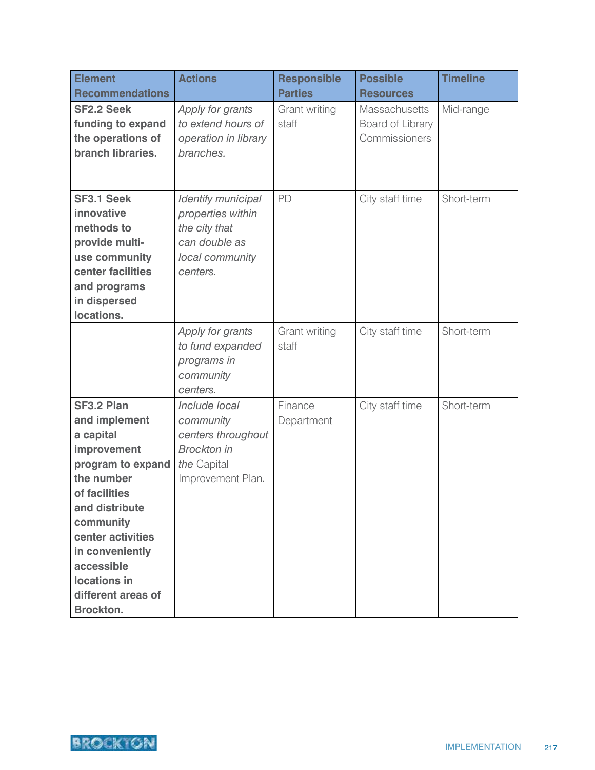| Element Recommendations | Actions | Responsible Parties | Possible Resources | Timeline |
|---|---|---|---|---|
| **SF2.2 Seek funding to expand the operations of branch libraries.** | *Apply for grants to extend hours of operation in library branches.* | Grant writing staff | Massachusetts Board of Library Commissioners | Mid-range |
| **SF3.1 Seek innovative methods to provide multi-use community center facilities and programs in dispersed locations.** | *Identify municipal properties within the city that can double as local community centers.* | PD | City staff time | Short-term |
| | *Apply for grants to fund expanded programs in community centers.* | Grant writing staff | City staff time | Short-term |
| **SF3.2 Plan and implement a capital improvement program to expand the number of facilities and distribute community center activities in conveniently accessible locations in different areas of Brockton.** | *Include local community centers throughout Brockton in the* Capital Improvement Plan. | Finance Department | City staff time | Short-term |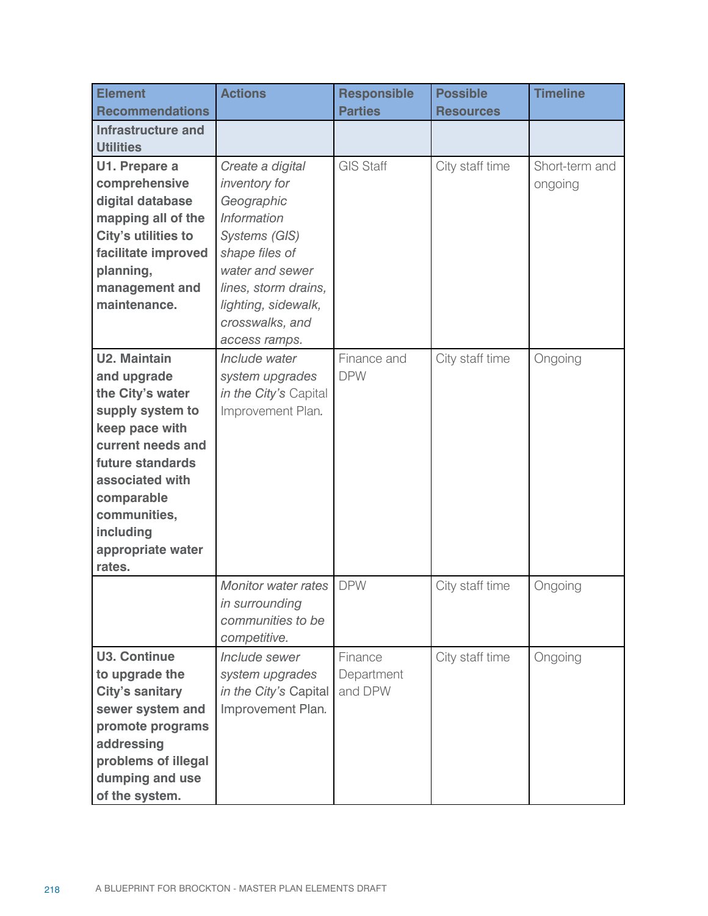| Element Recommendations | Actions | Responsible Parties | Possible Resources | Timeline |
|---|---|---|---|---|
| **Infrastructure and Utilities** | | | | |
| **U1. Prepare a comprehensive digital database mapping all of the City's utilities to facilitate improved planning, management and maintenance.** | *Create a digital inventory for Geographic Information Systems (GIS) shape files of water and sewer lines, storm drains, lighting, sidewalk, crosswalks, and access ramps.* | GIS Staff | City staff time | Short-term and ongoing |
| **U2. Maintain and upgrade the City's water supply system to keep pace with current needs and future standards associated with comparable communities, including appropriate water rates.** | *Include water system upgrades in the City's* Capital Improvement Plan. | Finance and DPW | City staff time | Ongoing |
| | *Monitor water rates in surrounding communities to be competitive.* | DPW | City staff time | Ongoing |
| **U3. Continue to upgrade the City's sanitary sewer system and promote programs addressing problems of illegal dumping and use of the system.** | *Include sewer system upgrades in the City's* Capital Improvement Plan. | Finance Department and DPW | City staff time | Ongoing |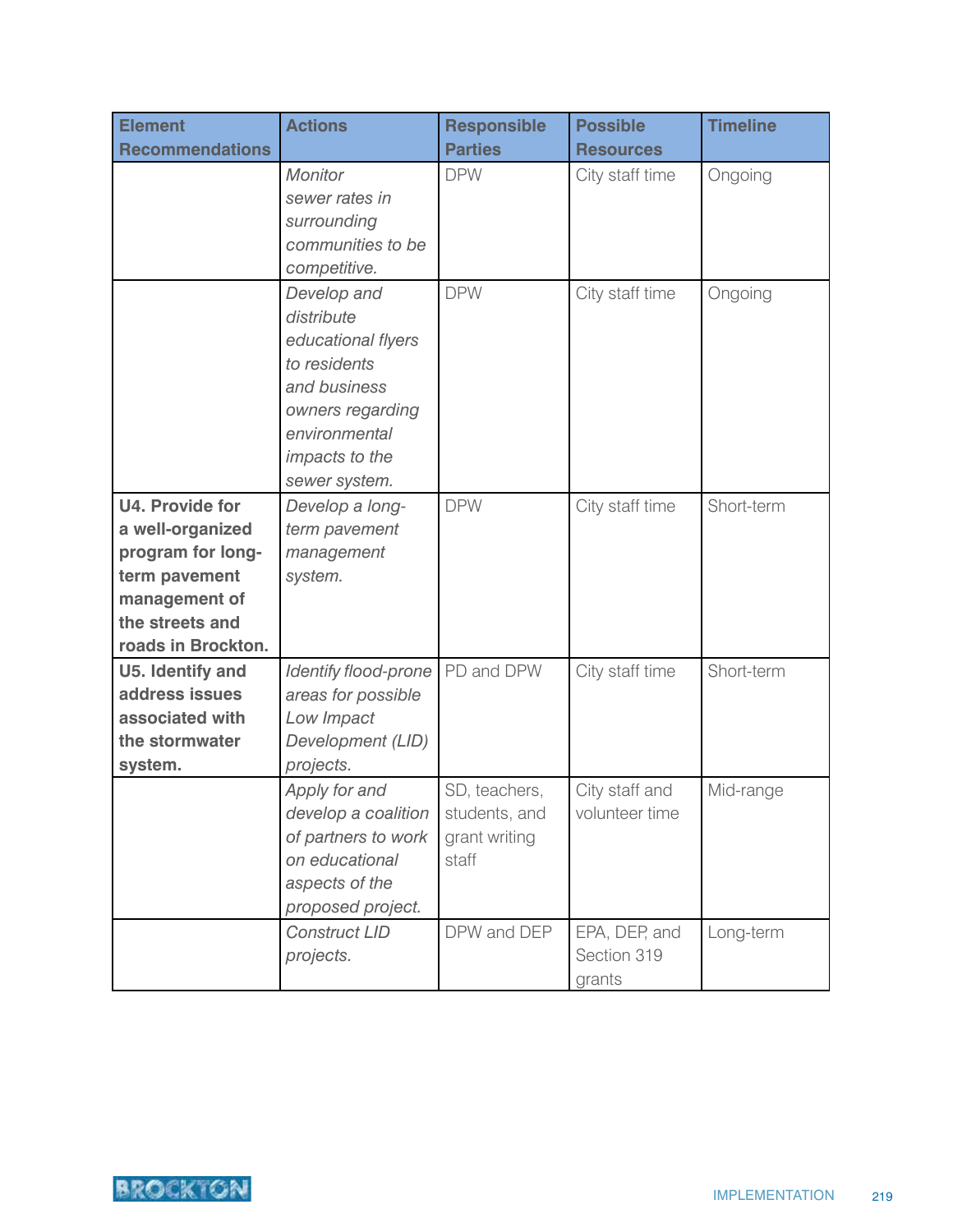| Element Recommendations | Actions | Responsible Parties | Possible Resources | Timeline |
|---|---|---|---|---|
| | *Monitor sewer rates in surrounding communities to be competitive.* | DPW | City staff time | Ongoing |
| | *Develop and distribute educational flyers to residents and business owners regarding environmental impacts to the sewer system.* | DPW | City staff time | Ongoing |
| **U4. Provide for a well-organized program for long-term pavement management of the streets and roads in Brockton.** | *Develop a long-term pavement management system.* | DPW | City staff time | Short-term |
| **U5. Identify and address issues associated with the stormwater system.** | *Identify flood-prone areas for possible Low Impact Development (LID) projects.* | PD and DPW | City staff time | Short-term |
| | *Apply for and develop a coalition of partners to work on educational aspects of the proposed project.* | SD, teachers, students, and grant writing staff | City staff and volunteer time | Mid-range |
| | *Construct LID projects.* | DPW and DEP | EPA, DEP, and Section 319 grants | Long-term |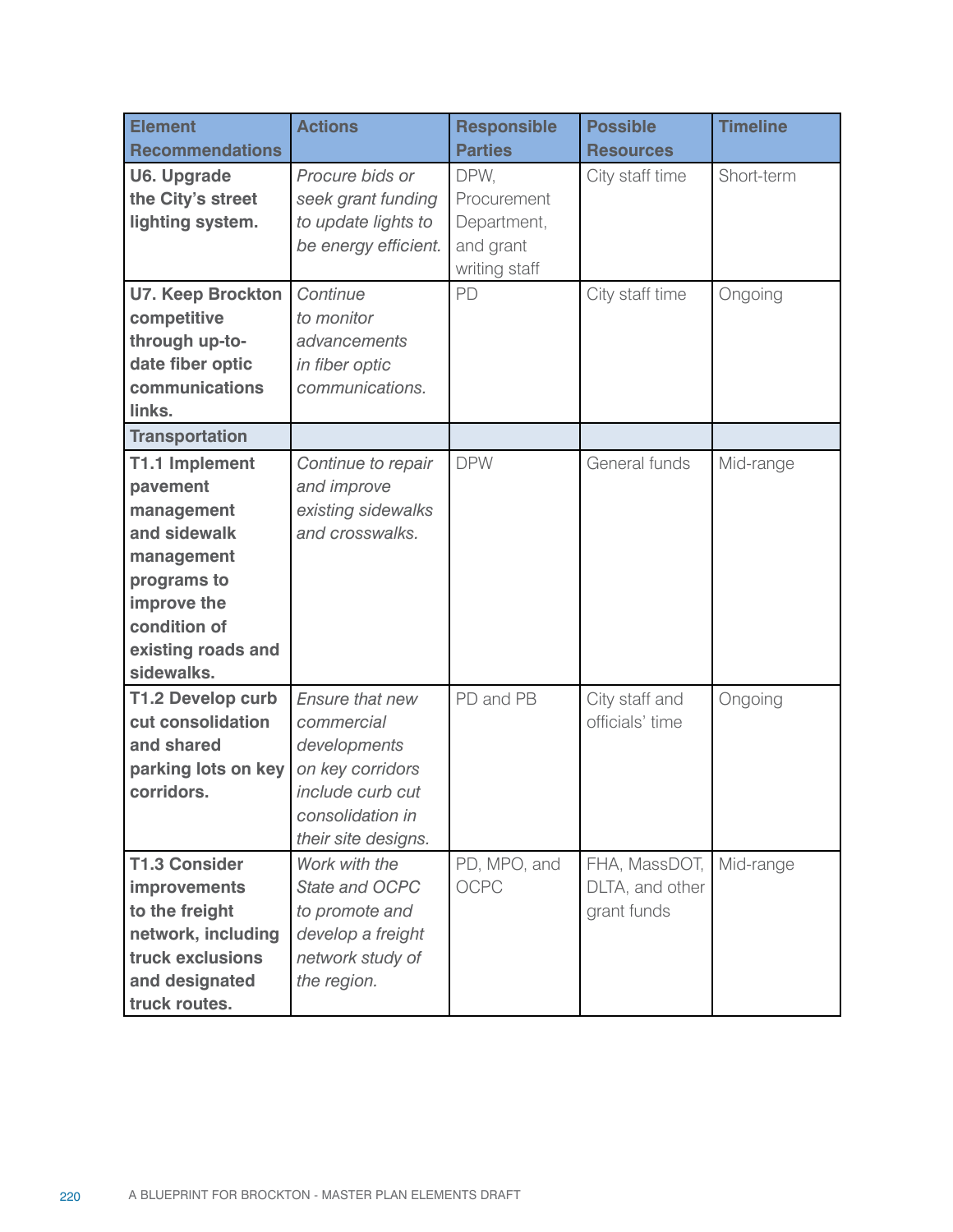| Element Recommendations | Actions | Responsible Parties | Possible Resources | Timeline |
|---|---|---|---|---|
| **U6. Upgrade the City's street lighting system.** | *Procure bids or seek grant funding to update lights to be energy efficient.* | DPW, Procurement Department, and grant writing staff | City staff time | Short-term |
| **U7. Keep Brockton competitive through up-to-date fiber optic communications links.** | *Continue to monitor advancements in fiber optic communications.* | PD | City staff time | Ongoing |
| **Transportation** | | | | |
| **T1.1 Implement pavement management and sidewalk management programs to improve the condition of existing roads and sidewalks.** | *Continue to repair and improve existing sidewalks and crosswalks.* | DPW | General funds | Mid-range |
| **T1.2 Develop curb cut consolidation and shared parking lots on key corridors.** | *Ensure that new commercial developments on key corridors include curb cut consolidation in their site designs.* | PD and PB | City staff and officials' time | Ongoing |
| **T1.3 Consider improvements to the freight network, including truck exclusions and designated truck routes.** | *Work with the State and OCPC to promote and develop a freight network study of the region.* | PD, MPO, and OCPC | FHA, MassDOT, DLTA, and other grant funds | Mid-range |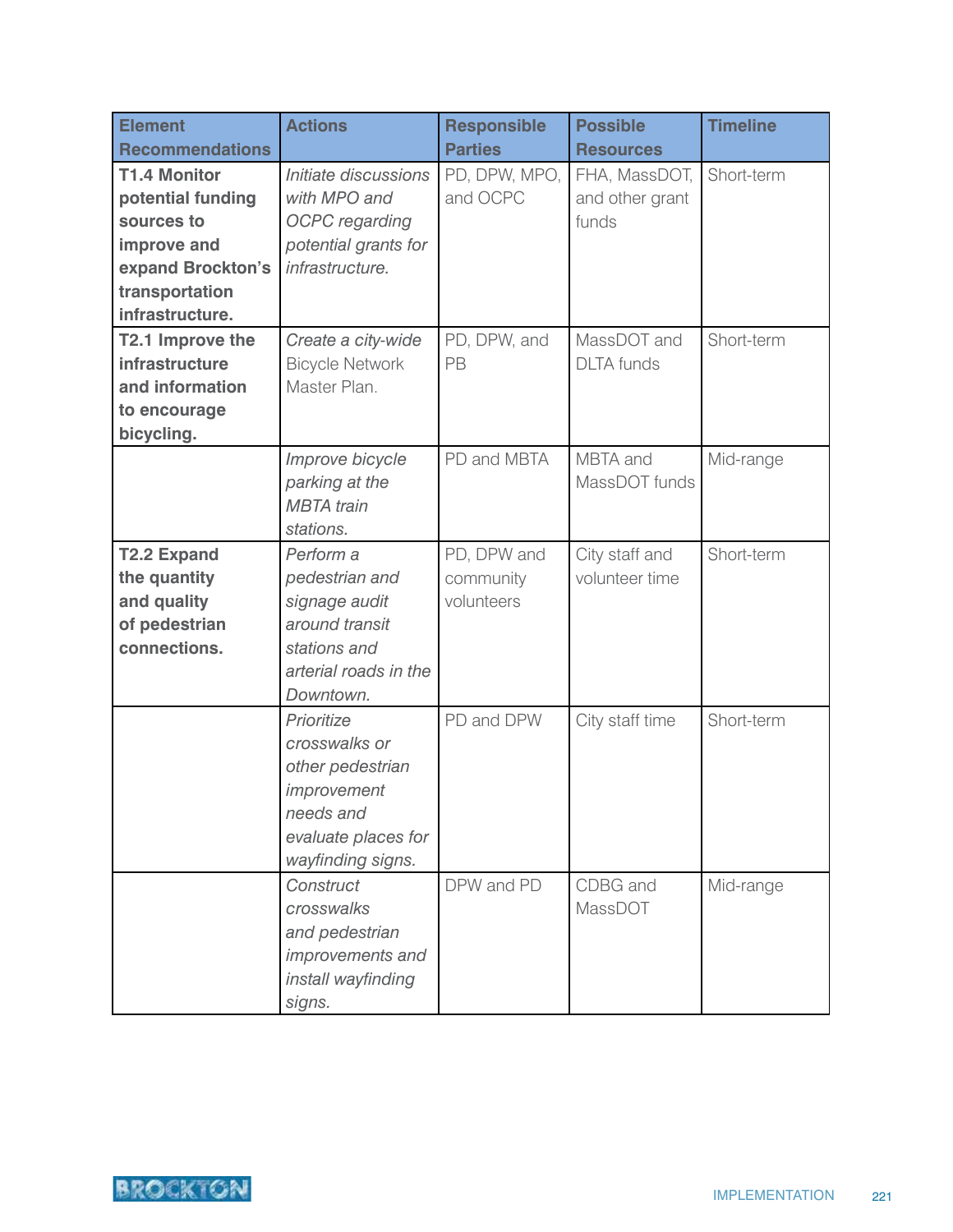| Element Recommendations | Actions | Responsible Parties | Possible Resources | Timeline |
|---|---|---|---|---|
| **T1.4 Monitor potential funding sources to improve and expand Brockton's transportation infrastructure.** | *Initiate discussions with MPO and OCPC regarding potential grants for infrastructure.* | PD, DPW, MPO, and OCPC | FHA, MassDOT, and other grant funds | Short-term |
| **T2.1 Improve the infrastructure and information to encourage bicycling.** | *Create a city-wide* Bicycle Network Master Plan. | PD, DPW, and PB | MassDOT and DLTA funds | Short-term |
| | *Improve bicycle parking at the MBTA train stations.* | PD and MBTA | MBTA and MassDOT funds | Mid-range |
| **T2.2 Expand the quantity and quality of pedestrian connections.** | *Perform a pedestrian and signage audit around transit stations and arterial roads in the Downtown.* | PD, DPW and community volunteers | City staff and volunteer time | Short-term |
| | *Prioritize crosswalks or other pedestrian improvement needs and evaluate places for wayfinding signs.* | PD and DPW | City staff time | Short-term |
| | *Construct crosswalks and pedestrian improvements and install wayfinding signs.* | DPW and PD | CDBG and MassDOT | Mid-range |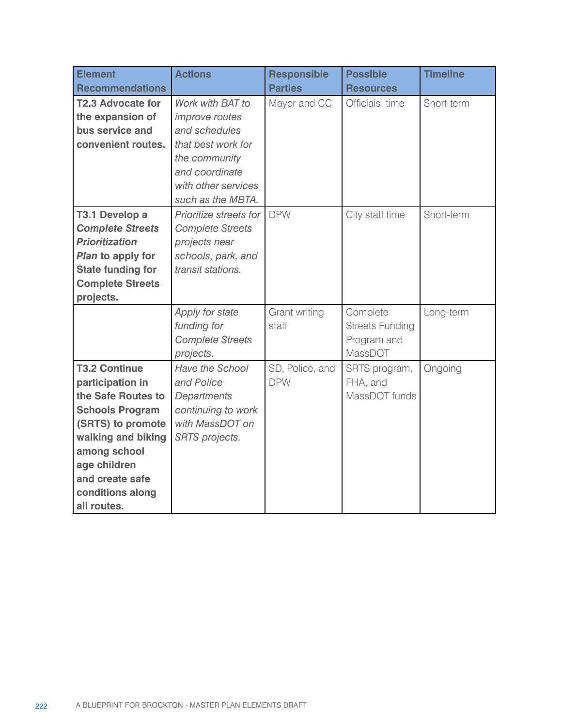| Element Recommendations | Actions | Responsible Parties | Possible Resources | Timeline |
|---|---|---|---|---|
| **T2.3 Advocate for the expansion of bus service and convenient routes.** | *Work with BAT to improve routes and schedules that best work for the community and coordinate with other services such as the MBTA.* | Mayor and CC | Officials' time | Short-term |
| **T3.1 Develop a *Complete Streets Prioritization Plan* to apply for State funding for Complete Streets projects.** | *Prioritize streets for Complete Streets projects near schools, park, and transit stations.* | DPW | City staff time | Short-term |
| | *Apply for state funding for Complete Streets projects.* | Grant writing staff | Complete Streets Funding Program and MassDOT | Long-term |
| **T3.2 Continue participation in the Safe Routes to Schools Program (SRTS) to promote walking and biking among school age children and create safe conditions along all routes.** | *Have the School and Police Departments continuing to work with MassDOT on SRTS projects.* | SD, Police, and DPW | SRTS program, FHA, and MassDOT funds | Ongoing |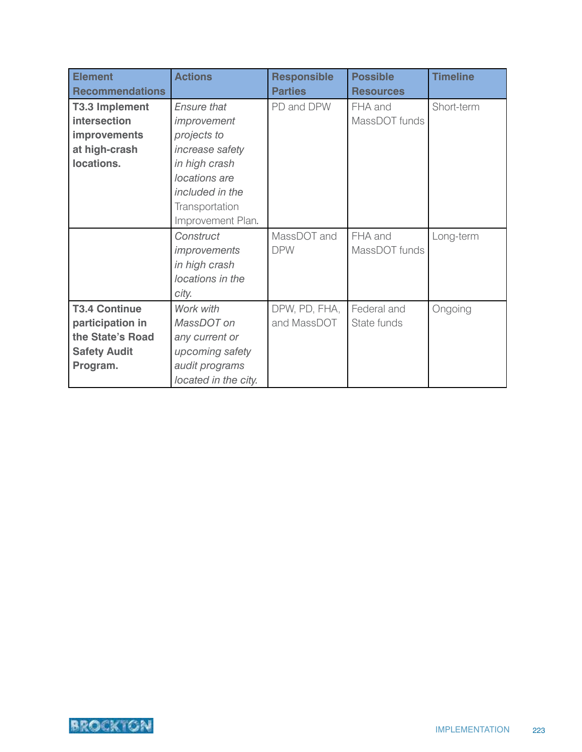| Element Recommendations | Actions | Responsible Parties | Possible Resources | Timeline |
|---|---|---|---|---|
| **T3.3 Implement intersection improvements at high-crash locations.** | *Ensure that improvement projects to increase safety in high crash locations are included in the* Transportation Improvement Plan. | PD and DPW | FHA and MassDOT funds | Short-term |
| | *Construct improvements in high crash locations in the city.* | MassDOT and DPW | FHA and MassDOT funds | Long-term |
| **T3.4 Continue participation in the State's Road Safety Audit Program.** | *Work with MassDOT on any current or upcoming safety audit programs located in the city.* | DPW, PD, FHA, and MassDOT | Federal and State funds | Ongoing |